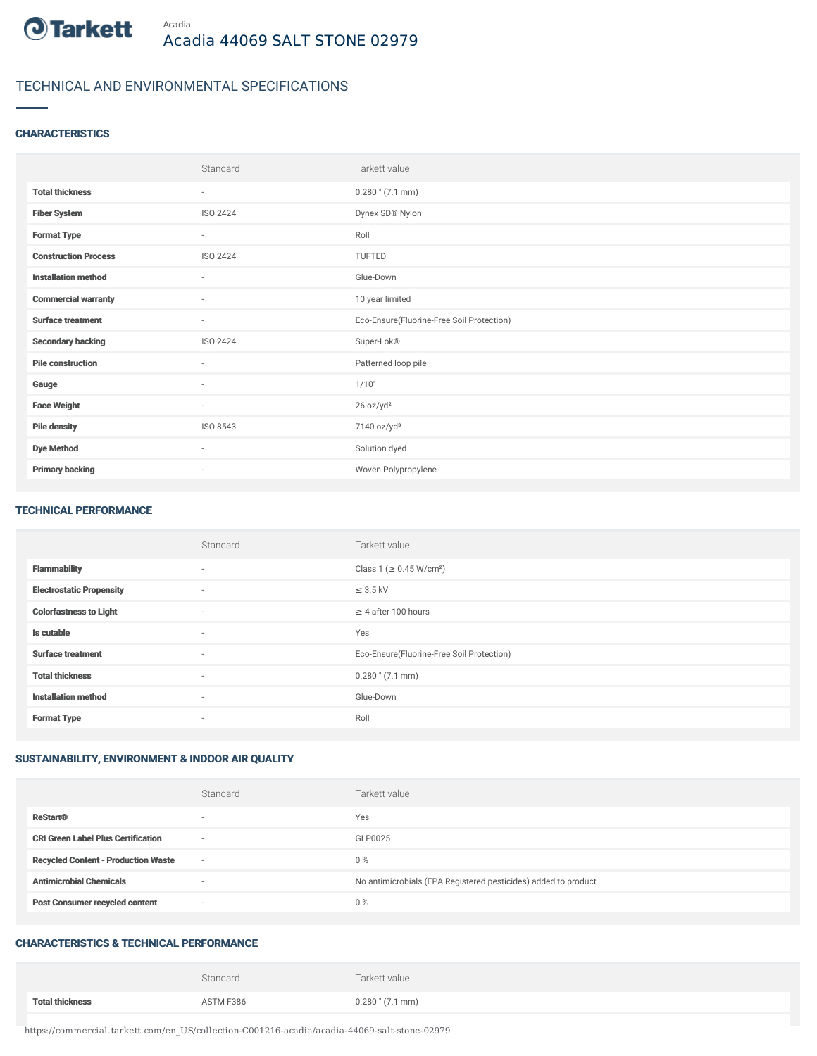Acadia

# Acadia 44069 SALT STONE 02979

## TECHNICAL AND ENVIRONMENTAL SPECIFICATIONS

### CHARACTERISTICS

| | Standard | Tarkett value |
|---|---|---|
| **Total thickness** | - | 0.280 " (7.1 mm) |
| **Fiber System** | ISO 2424 | Dynex SD® Nylon |
| **Format Type** | - | Roll |
| **Construction Process** | ISO 2424 | TUFTED |
| **Installation method** | - | Glue-Down |
| **Commercial warranty** | - | 10 year limited |
| **Surface treatment** | - | Eco-Ensure(Fluorine-Free Soil Protection) |
| **Secondary backing** | ISO 2424 | Super-Lok® |
| **Pile construction** | - | Patterned loop pile |
| **Gauge** | - | 1/10" |
| **Face Weight** | - | 26 oz/yd² |
| **Pile density** | ISO 8543 | 7140 oz/yd³ |
| **Dye Method** | - | Solution dyed |
| **Primary backing** | - | Woven Polypropylene |

### TECHNICAL PERFORMANCE

| | Standard | Tarkett value |
|---|---|---|
| **Flammability** | - | Class 1 (≥ 0.45 W/cm²) |
| **Electrostatic Propensity** | - | ≤ 3.5 kV |
| **Colorfastness to Light** | - | ≥ 4 after 100 hours |
| **Is cutable** | - | Yes |
| **Surface treatment** | - | Eco-Ensure(Fluorine-Free Soil Protection) |
| **Total thickness** | - | 0.280 " (7.1 mm) |
| **Installation method** | - | Glue-Down |
| **Format Type** | - | Roll |

### SUSTAINABILITY, ENVIRONMENT & INDOOR AIR QUALITY

| | Standard | Tarkett value |
|---|---|---|
| **ReStart®** | - | Yes |
| **CRI Green Label Plus Certification** | - | GLP0025 |
| **Recycled Content - Production Waste** | - | 0 % |
| **Antimicrobial Chemicals** | - | No antimicrobials (EPA Registered pesticides) added to product |
| **Post Consumer recycled content** | - | 0 % |

### CHARACTERISTICS & TECHNICAL PERFORMANCE

| | Standard | Tarkett value |
|---|---|---|
| **Total thickness** | ASTM F386 | 0.280 " (7.1 mm) |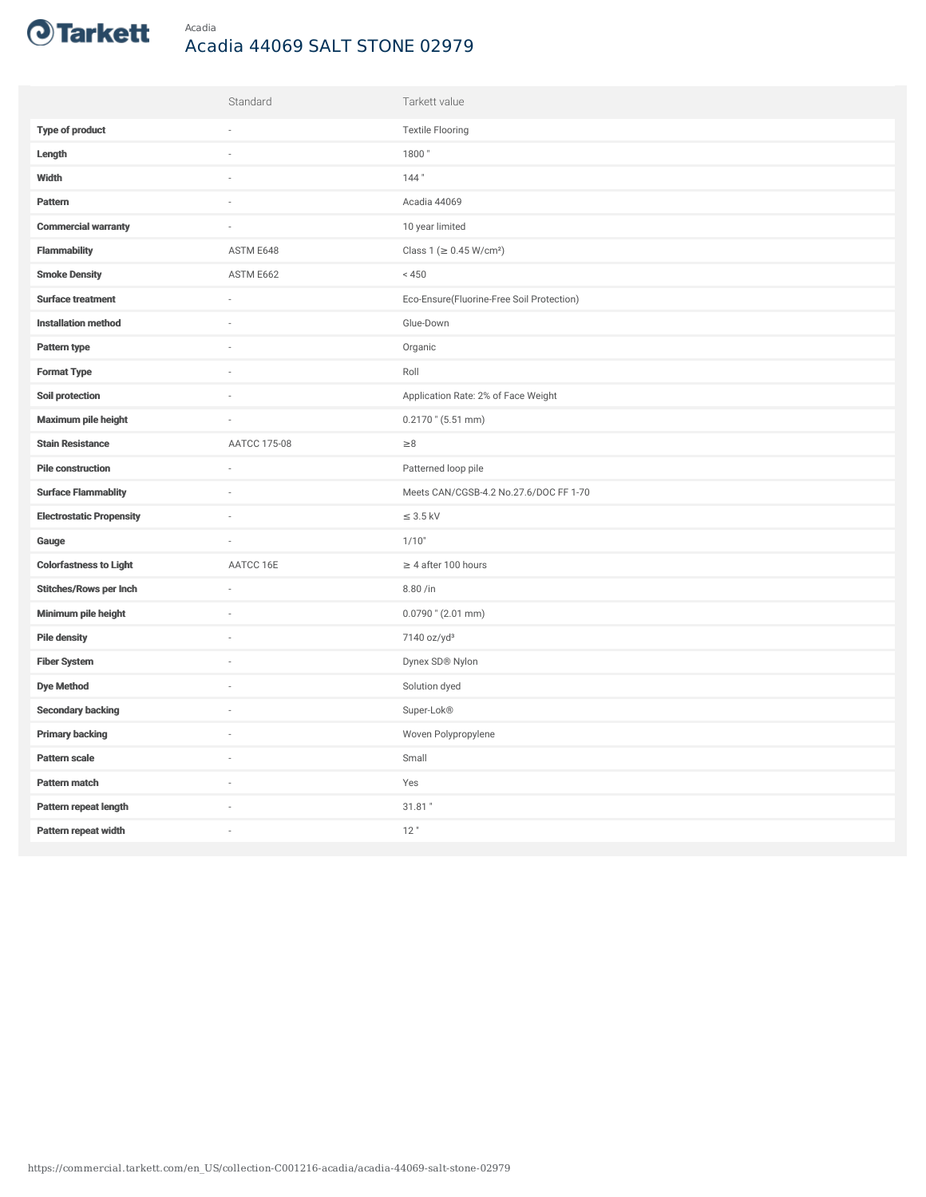Acadia

# Acadia 44069 SALT STONE 02979

| | Standard | Tarkett value |
|---|---|---|
| **Type of product** | - | Textile Flooring |
| **Length** | - | 1800 " |
| **Width** | - | 144 " |
| **Pattern** | - | Acadia 44069 |
| **Commercial warranty** | - | 10 year limited |
| **Flammability** | ASTM E648 | Class 1 (≥ 0.45 W/cm²) |
| **Smoke Density** | ASTM E662 | < 450 |
| **Surface treatment** | - | Eco-Ensure(Fluorine-Free Soil Protection) |
| **Installation method** | - | Glue-Down |
| **Pattern type** | - | Organic |
| **Format Type** | - | Roll |
| **Soil protection** | - | Application Rate: 2% of Face Weight |
| **Maximum pile height** | - | 0.2170 " (5.51 mm) |
| **Stain Resistance** | AATCC 175-08 | ≥8 |
| **Pile construction** | - | Patterned loop pile |
| **Surface Flammablity** | - | Meets CAN/CGSB-4.2 No.27.6/DOC FF 1-70 |
| **Electrostatic Propensity** | - | ≤ 3.5 kV |
| **Gauge** | - | 1/10" |
| **Colorfastness to Light** | AATCC 16E | ≥ 4 after 100 hours |
| **Stitches/Rows per Inch** | - | 8.80 /in |
| **Minimum pile height** | - | 0.0790 " (2.01 mm) |
| **Pile density** | - | 7140 oz/yd³ |
| **Fiber System** | - | Dynex SD® Nylon |
| **Dye Method** | - | Solution dyed |
| **Secondary backing** | - | Super-Lok® |
| **Primary backing** | - | Woven Polypropylene |
| **Pattern scale** | - | Small |
| **Pattern match** | - | Yes |
| **Pattern repeat length** | - | 31.81 " |
| **Pattern repeat width** | - | 12 " |